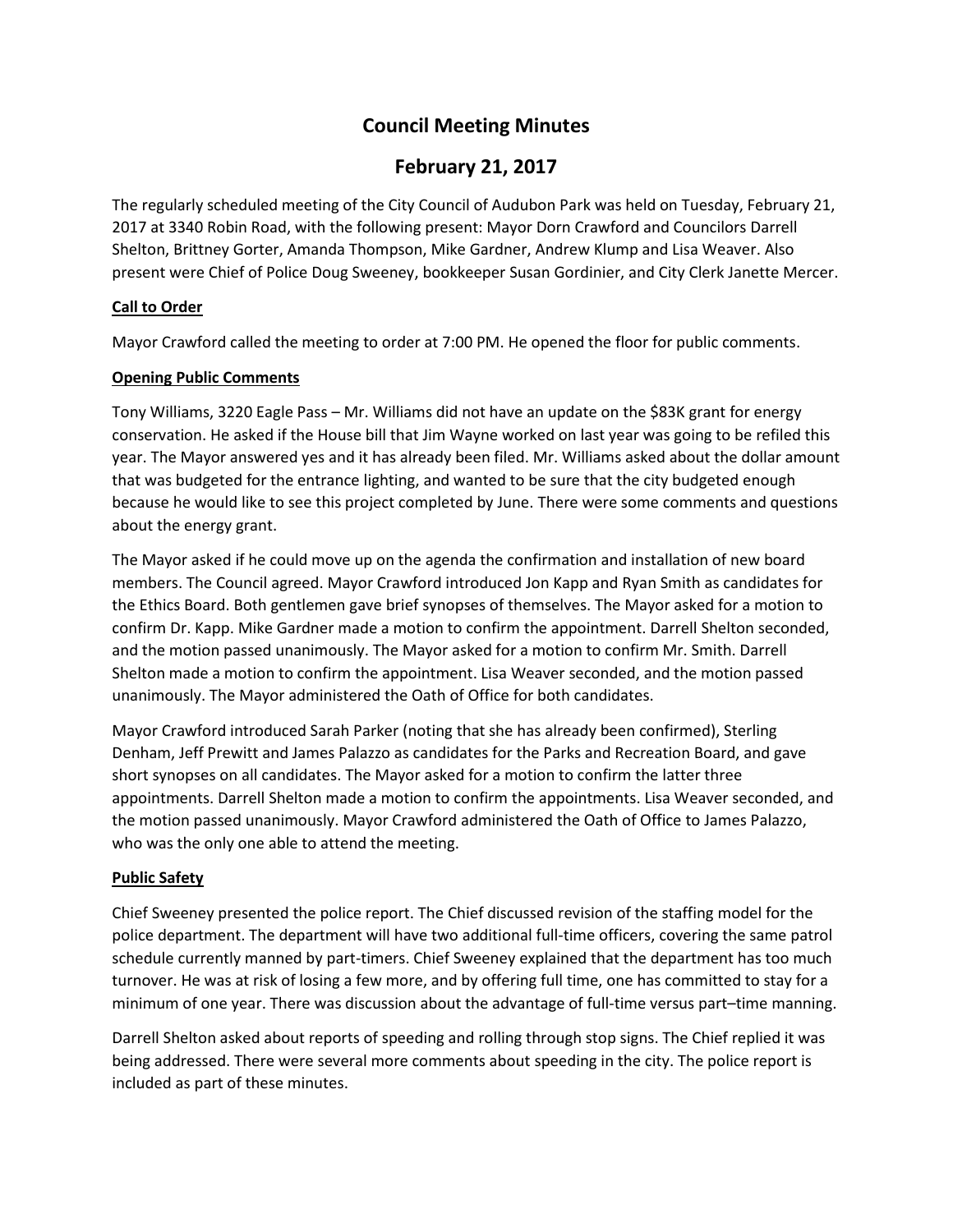# Council Meeting Minutes

## February 21, 2017

The regularly scheduled meeting of the City Council of Audubon Park was held on Tuesday, February 21, 2017 at 3340 Robin Road, with the following present: Mayor Dorn Crawford and Councilors Darrell Shelton, Brittney Gorter, Amanda Thompson, Mike Gardner, Andrew Klump and Lisa Weaver. Also present were Chief of Police Doug Sweeney, bookkeeper Susan Gordinier, and City Clerk Janette Mercer.

**Call to Order**

Mayor Crawford called the meeting to order at 7:00 PM. He opened the floor for public comments.

**Opening Public Comments**

Tony Williams, 3220 Eagle Pass – Mr. Williams did not have an update on the $83K grant for energy conservation. He asked if the House bill that Jim Wayne worked on last year was going to be refiled this year. The Mayor answered yes and it has already been filed. Mr. Williams asked about the dollar amount that was budgeted for the entrance lighting, and wanted to be sure that the city budgeted enough because he would like to see this project completed by June. There were some comments and questions about the energy grant.

The Mayor asked if he could move up on the agenda the confirmation and installation of new board members. The Council agreed. Mayor Crawford introduced Jon Kapp and Ryan Smith as candidates for the Ethics Board. Both gentlemen gave brief synopses of themselves. The Mayor asked for a motion to confirm Dr. Kapp. Mike Gardner made a motion to confirm the appointment. Darrell Shelton seconded, and the motion passed unanimously. The Mayor asked for a motion to confirm Mr. Smith. Darrell Shelton made a motion to confirm the appointment. Lisa Weaver seconded, and the motion passed unanimously. The Mayor administered the Oath of Office for both candidates.

Mayor Crawford introduced Sarah Parker (noting that she has already been confirmed), Sterling Denham, Jeff Prewitt and James Palazzo as candidates for the Parks and Recreation Board, and gave short synopses on all candidates. The Mayor asked for a motion to confirm the latter three appointments. Darrell Shelton made a motion to confirm the appointments. Lisa Weaver seconded, and the motion passed unanimously. Mayor Crawford administered the Oath of Office to James Palazzo, who was the only one able to attend the meeting.

**Public Safety**

Chief Sweeney presented the police report. The Chief discussed revision of the staffing model for the police department. The department will have two additional full-time officers, covering the same patrol schedule currently manned by part-timers. Chief Sweeney explained that the department has too much turnover. He was at risk of losing a few more, and by offering full time, one has committed to stay for a minimum of one year. There was discussion about the advantage of full-time versus part–time manning.

Darrell Shelton asked about reports of speeding and rolling through stop signs. The Chief replied it was being addressed. There were several more comments about speeding in the city. The police report is included as part of these minutes.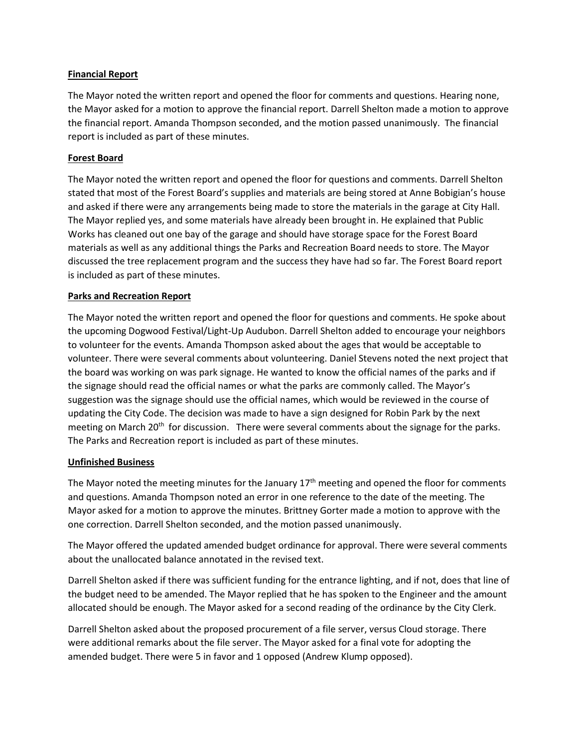**Financial Report**

The Mayor noted the written report and opened the floor for comments and questions. Hearing none, the Mayor asked for a motion to approve the financial report. Darrell Shelton made a motion to approve the financial report. Amanda Thompson seconded, and the motion passed unanimously. The financial report is included as part of these minutes.

**Forest Board**

The Mayor noted the written report and opened the floor for questions and comments. Darrell Shelton stated that most of the Forest Board's supplies and materials are being stored at Anne Bobigian's house and asked if there were any arrangements being made to store the materials in the garage at City Hall. The Mayor replied yes, and some materials have already been brought in. He explained that Public Works has cleaned out one bay of the garage and should have storage space for the Forest Board materials as well as any additional things the Parks and Recreation Board needs to store. The Mayor discussed the tree replacement program and the success they have had so far. The Forest Board report is included as part of these minutes.

**Parks and Recreation Report**

The Mayor noted the written report and opened the floor for questions and comments. He spoke about the upcoming Dogwood Festival/Light-Up Audubon. Darrell Shelton added to encourage your neighbors to volunteer for the events. Amanda Thompson asked about the ages that would be acceptable to volunteer. There were several comments about volunteering. Daniel Stevens noted the next project that the board was working on was park signage. He wanted to know the official names of the parks and if the signage should read the official names or what the parks are commonly called. The Mayor's suggestion was the signage should use the official names, which would be reviewed in the course of updating the City Code. The decision was made to have a sign designed for Robin Park by the next meeting on March 20th for discussion. There were several comments about the signage for the parks. The Parks and Recreation report is included as part of these minutes.

**Unfinished Business**

The Mayor noted the meeting minutes for the January 17th meeting and opened the floor for comments and questions. Amanda Thompson noted an error in one reference to the date of the meeting. The Mayor asked for a motion to approve the minutes. Brittney Gorter made a motion to approve with the one correction. Darrell Shelton seconded, and the motion passed unanimously.

The Mayor offered the updated amended budget ordinance for approval. There were several comments about the unallocated balance annotated in the revised text.

Darrell Shelton asked if there was sufficient funding for the entrance lighting, and if not, does that line of the budget need to be amended. The Mayor replied that he has spoken to the Engineer and the amount allocated should be enough. The Mayor asked for a second reading of the ordinance by the City Clerk.

Darrell Shelton asked about the proposed procurement of a file server, versus Cloud storage. There were additional remarks about the file server. The Mayor asked for a final vote for adopting the amended budget. There were 5 in favor and 1 opposed (Andrew Klump opposed).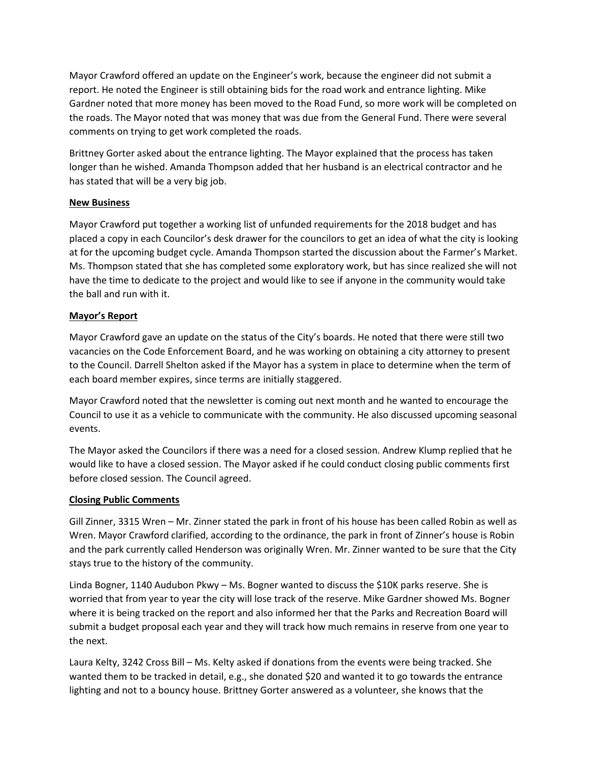Mayor Crawford offered an update on the Engineer's work, because the engineer did not submit a report. He noted the Engineer is still obtaining bids for the road work and entrance lighting. Mike Gardner noted that more money has been moved to the Road Fund, so more work will be completed on the roads. The Mayor noted that was money that was due from the General Fund. There were several comments on trying to get work completed the roads.

Brittney Gorter asked about the entrance lighting. The Mayor explained that the process has taken longer than he wished. Amanda Thompson added that her husband is an electrical contractor and he has stated that will be a very big job.

**New Business**

Mayor Crawford put together a working list of unfunded requirements for the 2018 budget and has placed a copy in each Councilor's desk drawer for the councilors to get an idea of what the city is looking at for the upcoming budget cycle. Amanda Thompson started the discussion about the Farmer's Market. Ms. Thompson stated that she has completed some exploratory work, but has since realized she will not have the time to dedicate to the project and would like to see if anyone in the community would take the ball and run with it.

**Mayor's Report**

Mayor Crawford gave an update on the status of the City's boards. He noted that there were still two vacancies on the Code Enforcement Board, and he was working on obtaining a city attorney to present to the Council. Darrell Shelton asked if the Mayor has a system in place to determine when the term of each board member expires, since terms are initially staggered.

Mayor Crawford noted that the newsletter is coming out next month and he wanted to encourage the Council to use it as a vehicle to communicate with the community. He also discussed upcoming seasonal events.

The Mayor asked the Councilors if there was a need for a closed session. Andrew Klump replied that he would like to have a closed session. The Mayor asked if he could conduct closing public comments first before closed session. The Council agreed.

**Closing Public Comments**

Gill Zinner, 3315 Wren – Mr. Zinner stated the park in front of his house has been called Robin as well as Wren. Mayor Crawford clarified, according to the ordinance, the park in front of Zinner's house is Robin and the park currently called Henderson was originally Wren. Mr. Zinner wanted to be sure that the City stays true to the history of the community.

Linda Bogner, 1140 Audubon Pkwy – Ms. Bogner wanted to discuss the $10K parks reserve. She is worried that from year to year the city will lose track of the reserve. Mike Gardner showed Ms. Bogner where it is being tracked on the report and also informed her that the Parks and Recreation Board will submit a budget proposal each year and they will track how much remains in reserve from one year to the next.

Laura Kelty, 3242 Cross Bill – Ms. Kelty asked if donations from the events were being tracked. She wanted them to be tracked in detail, e.g., she donated $20 and wanted it to go towards the entrance lighting and not to a bouncy house. Brittney Gorter answered as a volunteer, she knows that the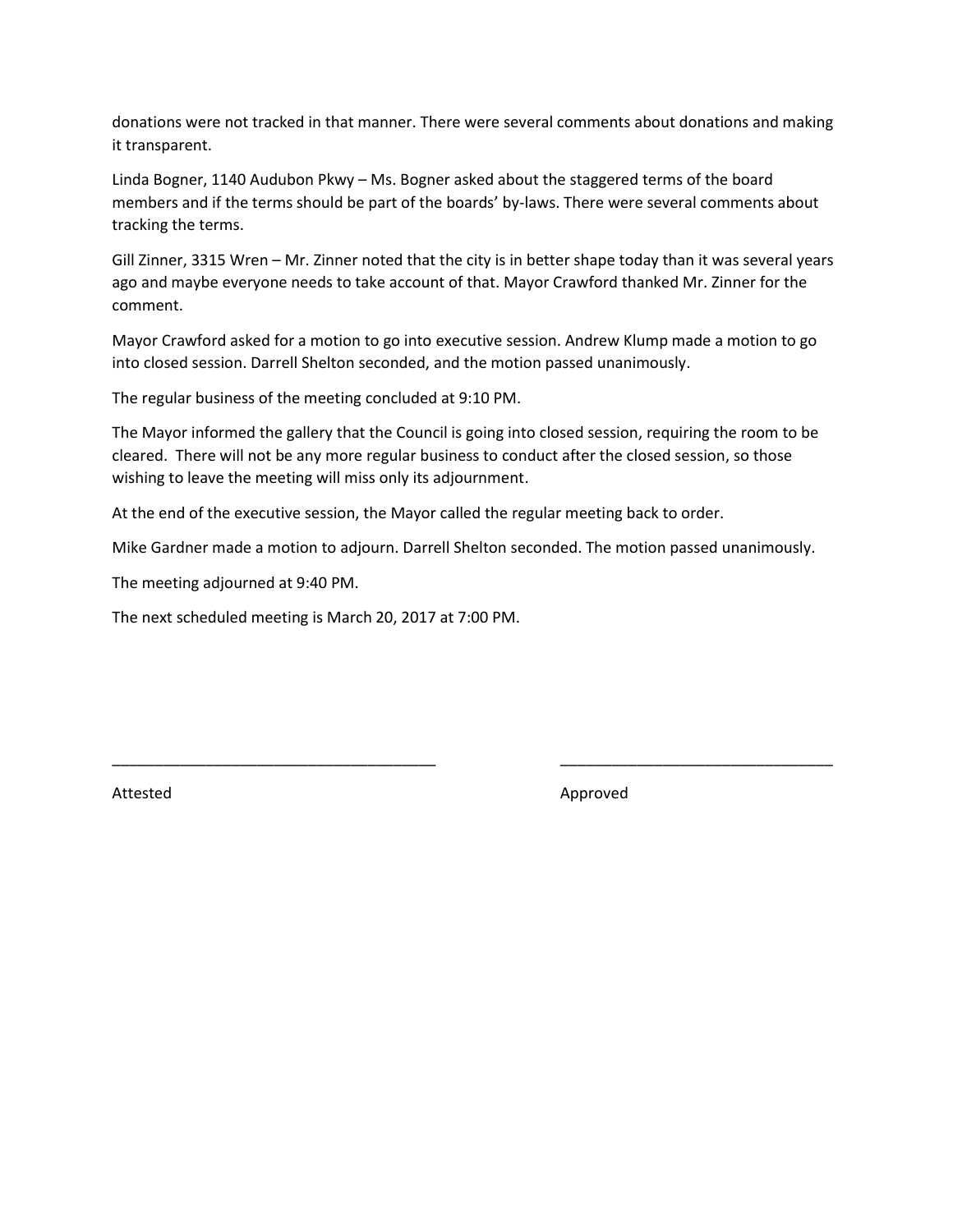donations were not tracked in that manner. There were several comments about donations and making it transparent.

Linda Bogner, 1140 Audubon Pkwy – Ms. Bogner asked about the staggered terms of the board members and if the terms should be part of the boards' by-laws. There were several comments about tracking the terms.

Gill Zinner, 3315 Wren – Mr. Zinner noted that the city is in better shape today than it was several years ago and maybe everyone needs to take account of that. Mayor Crawford thanked Mr. Zinner for the comment.

Mayor Crawford asked for a motion to go into executive session. Andrew Klump made a motion to go into closed session. Darrell Shelton seconded, and the motion passed unanimously.

The regular business of the meeting concluded at 9:10 PM.

The Mayor informed the gallery that the Council is going into closed session, requiring the room to be cleared. There will not be any more regular business to conduct after the closed session, so those wishing to leave the meeting will miss only its adjournment.

At the end of the executive session, the Mayor called the regular meeting back to order.

Mike Gardner made a motion to adjourn. Darrell Shelton seconded. The motion passed unanimously.

The meeting adjourned at 9:40 PM.

The next scheduled meeting is March 20, 2017 at 7:00 PM.

______________________________________ ________________________________

Attested Approved